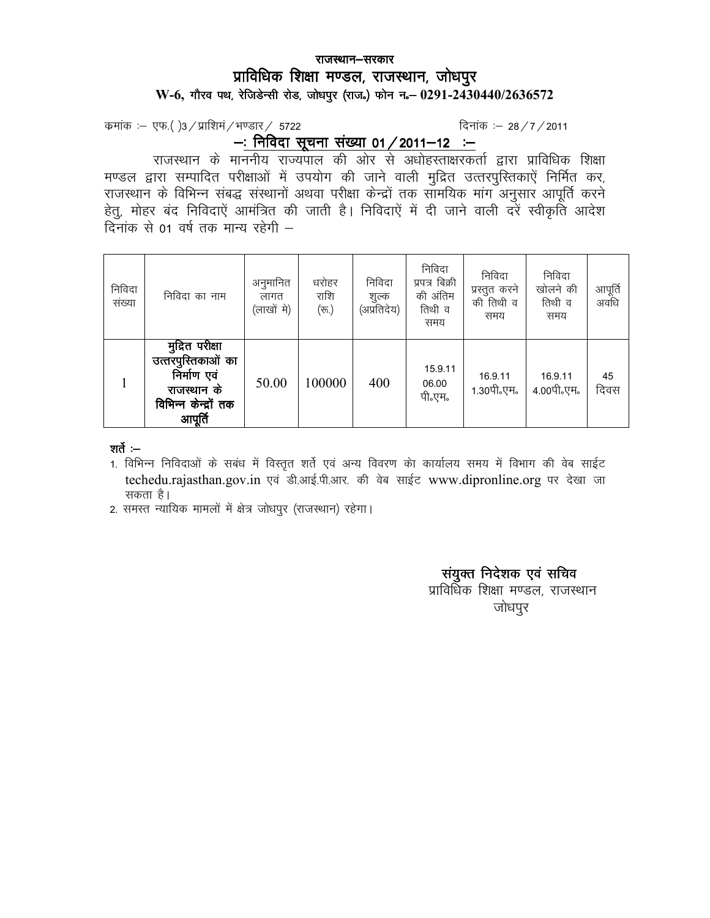**राजस्थान–सरकार**

# प्राविधिक शिक्षा मण्डल, राजस्थान, जोधपुर

**W-6, गौरव पथ, रेजिडेन्सी रोड, जोधपुर (राज॰) फोन न॰– 0291-2430440/2636572**

क्रमांक :– एफ.( )3 / प्राशिमं / भण्डार / 5722 दिनांक :– 28 / 7 / 2011

## –: निविदा सूचना संख्या 01 / 2011–12 :–

राजस्थान के माननीय राज्यपाल की ओर से अधोहस्ताक्षरकर्ता द्वारा प्राविधिक शिक्षा मण्डल द्वारा सम्पादित परीक्षाओं में उपयोग की जाने वाली मुद्रित उत्तरपुस्तिकाऐं निर्मित कर, राजस्थान के विभिन्न संबद्ध संस्थानों अथवा परीक्षा केन्द्रों तक सामयिक मांग अनुसार आपूर्ति करने हेतु, मोहर बंद निविदाऐं आमंत्रित की जाती है। निविदाऐं में दी जाने वाली दरें स्वीकृति आदेश दिनांक से 01 वर्ष तक मान्य रहेगी –

| निविदा संख्या | निविदा का नाम | अनुमानित लागत (लाखों मे) | धरोहर राशि (रू.) | निविदा शुल्क (अप्रतिदेय) | निविदा प्रपत्र बिक्री की अंतिम तिथी व समय | निविदा प्रस्तुत करने की तिथी व समय | निविदा खोलने की तिथी व समय | आपूर्ति अवधि |
|---|---|---|---|---|---|---|---|---|
| 1 | **मुद्रित परीक्षा उत्तरपुस्तिकाओं का निर्माण एवं राजस्थान के विभिन्न केन्द्रों तक आपूर्ति** | 50.00 | 100000 | 400 | 15.9.11 06.00 पी॰एम॰ | 16.9.11 1.30पी॰एम॰ | 16.9.11 4.00पी॰एम॰ | 45 दिवस |

**शर्ते :–**

1. विभिन्न निविदाओं के सबंध में विस्तृत शर्ते एवं अन्य विवरण को कार्यालय समय में विभाग की वेब साईट techedu.rajasthan.gov.in एवं डी.आई.पी.आर. की वेब साईट www.dipronline.org पर देखा जा सकता है।
2. समस्त न्यायिक मामलों में क्षेत्र जोधपुर (राजस्थान) रहेगा।

**संयुक्त निदेशक एवं सचिव**
प्राविधिक शिक्षा मण्डल, राजस्थान
जोधपुर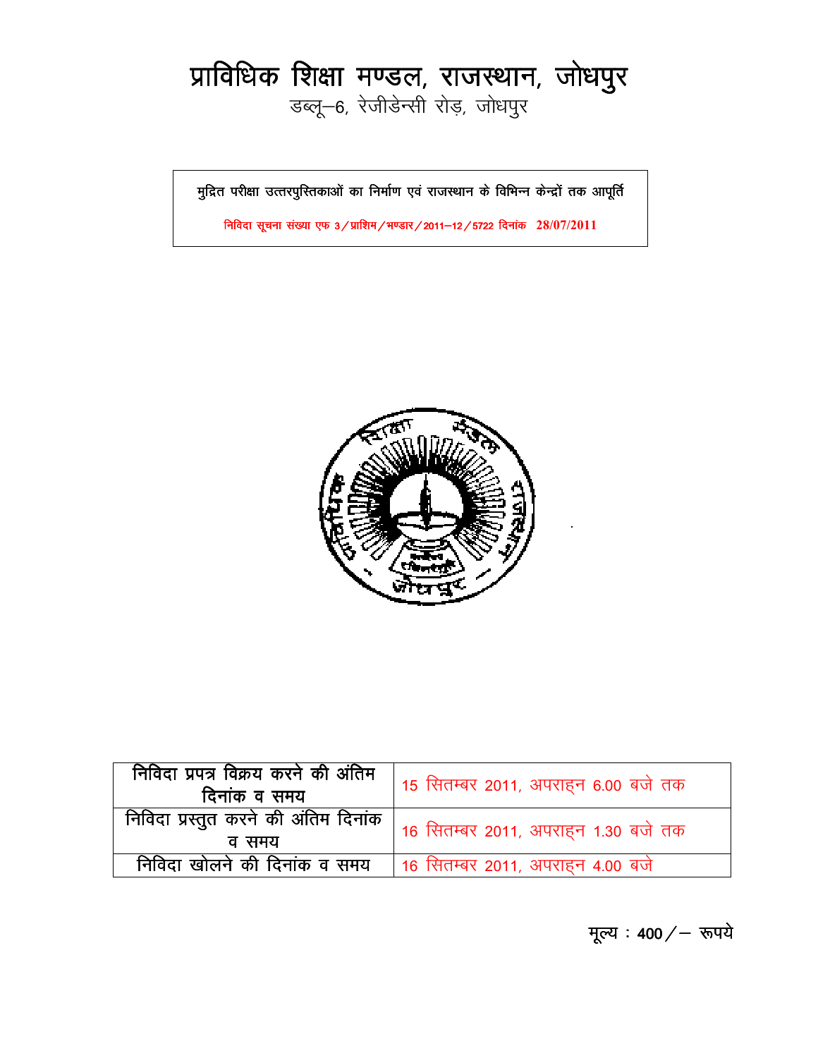# प्राविधिक शिक्षा मण्डल, राजस्थान, जोधपुर

डब्लू–6, रेजीडेन्सी रोड़, जोधपुर

मुद्रित परीक्षा उत्तरपुस्तिकाओं का निर्माण एवं राजस्थान के विभिन्न केन्द्रों तक आपूर्ति

निविदा सूचना संख्या एफ 3/प्राशिम/भण्डार/2011–12/5722 दिनांक 28/07/2011

| निविदा प्रपत्र विक्रय करने की अंतिम दिनांक व समय | 15 सितम्बर 2011, अपराह्न 6.00 बजे तक |
|---|---|
| निविदा प्रस्तुत करने की अंतिम दिनांक व समय | 16 सितम्बर 2011, अपराह्न 1.30 बजे तक |
| निविदा खोलने की दिनांक व समय | 16 सितम्बर 2011, अपराह्न 4.00 बजे |

मूल्य : 400/– रूपये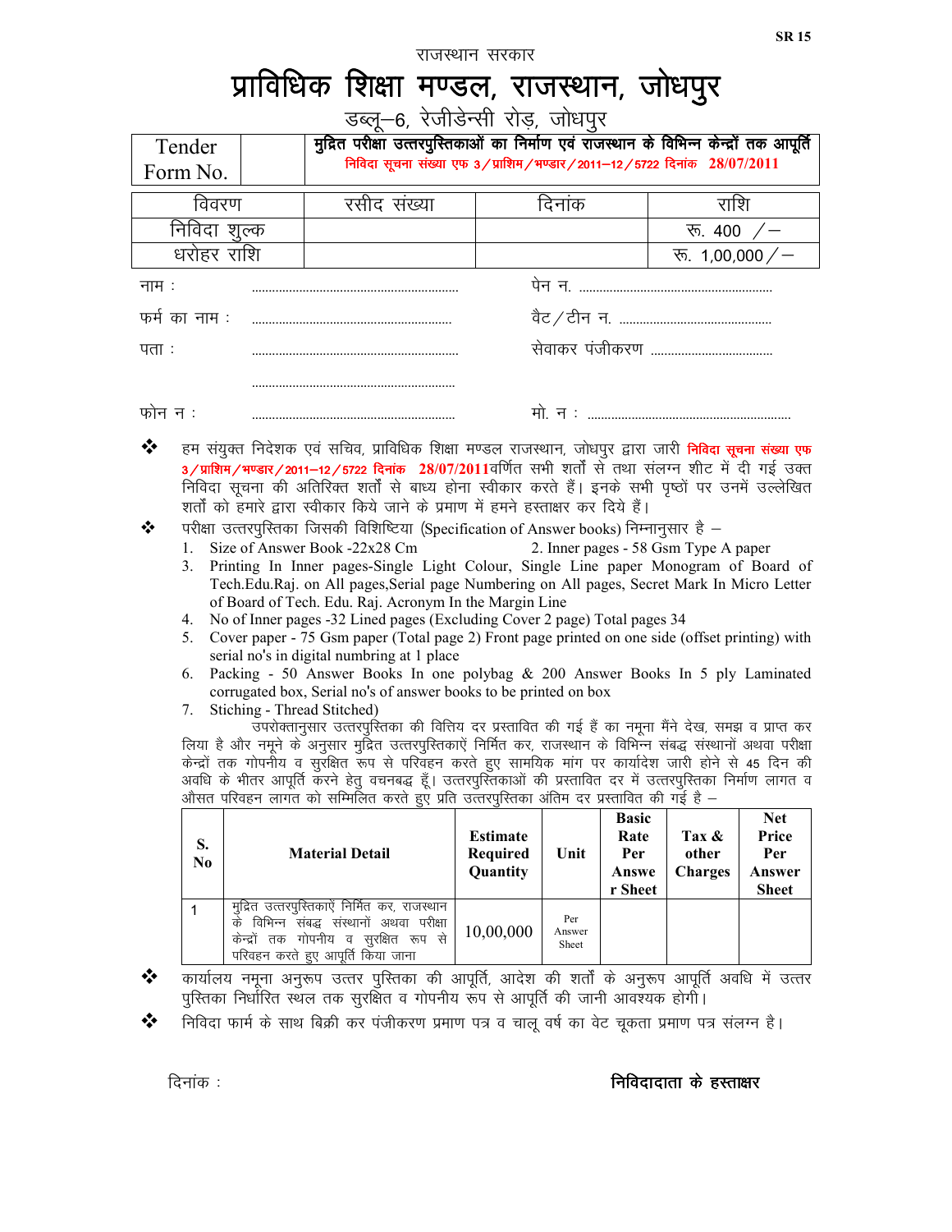SR 15

राजस्थान सरकार

# प्राविधिक शिक्षा मण्डल, राजस्थान, जोधपुर

डब्लू–6, रेजीडेन्सी रोड़, जोधपुर

| Tender Form No. | | मुद्रित परीक्षा उत्तरपुस्तिकाओं का निर्माण एवं राजस्थान के विभिन्न केन्द्रों तक आपूर्ति<br>निविदा सूचना संख्या एफ 3/प्राशिम/भण्डार/2011–12/5722 दिनांक 28/07/2011 |
|---|---|---|

| विवरण | रसीद संख्या | दिनांक | राशि |
|---|---|---|---|
| निविदा शुल्क | | | रू. 400 /– |
| धरोहर राशि | | | रू. 1,00,000/– |

नाम : ............................................ पेन न. ............................................

फर्म का नाम : ............................................ वैट/टीन न. ............................................

पता : ............................................ सेवाकर पंजीकरण ............................................

............................................

फोन न : ............................................ मो. न : ............................................

❖ हम संयुक्त निदेशक एवं सचिव, प्राविधिक शिक्षा मण्डल राजस्थान, जोधपुर द्वारा जारी निविदा सूचना संख्या एफ 3/प्राशिम/भण्डार/2011–12/5722 दिनांक 28/07/2011वर्णित सभी शर्तों से तथा संलग्न शीट में दी गई उक्त निविदा सूचना की अतिरिक्त शर्तों से बाध्य होना स्वीकार करते हैं। इनके सभी पृष्ठों पर उनमें उल्लेखित शर्तों को हमारे द्वारा स्वीकार किये जाने के प्रमाण में हमने हस्ताक्षर कर दिये हैं।

❖ परीक्षा उत्तरपुस्तिका जिसकी विशिष्टिया (Specification of Answer books) निम्नानुसार है –

1. Size of Answer Book -22x28 Cm
2. Inner pages - 58 Gsm Type A paper
3. Printing In Inner pages-Single Light Colour, Single Line paper Monogram of Board of Tech.Edu.Raj. on All pages,Serial page Numbering on All pages, Secret Mark In Micro Letter of Board of Tech. Edu. Raj. Acronym In the Margin Line
4. No of Inner pages -32 Lined pages (Excluding Cover 2 page) Total pages 34
5. Cover paper - 75 Gsm paper (Total page 2) Front page printed on one side (offset printing) with serial no's in digital numbring at 1 place
6. Packing - 50 Answer Books In one polybag & 200 Answer Books In 5 ply Laminated corrugated box, Serial no's of answer books to be printed on box
7. Stiching - Thread Stitched)

उपरोक्तानुसार उत्तरपुस्तिका की वित्तिय दर प्रस्तावित की गई हैं का नमूना मैंने देख, समझ व प्राप्त कर लिया है और नमूने के अनुसार मुद्रित उत्तरपुस्तिकाऐं निर्मित कर, राजस्थान के विभिन्न संबद्ध संस्थानों अथवा परीक्षा केन्द्रों तक गोपनीय व सुरक्षित रूप से परिवहन करते हुए सामयिक मांग पर कार्यादेश जारी होने से 45 दिन की अवधि के भीतर आपूर्ति करने हेतु वचनबद्ध हूँ। उत्तरपुस्तिकाओं की प्रस्तावित दर में उत्तरपुस्तिका निर्माण लागत व औसत परिवहन लागत को सम्मिलित करते हुए प्रति उत्तरपुस्तिका अंतिम दर प्रस्तावित की गई है –

| S. No | Material Detail | Estimate Required Quantity | Unit | Basic Rate Per Answer Sheet | Tax & other Charges | Net Price Per Answer Sheet |
|---|---|---|---|---|---|---|
| 1 | मुद्रित उत्तरपुस्तिकाऐं निर्मित कर, राजस्थान के विभिन्न संबद्ध संस्थानों अथवा परीक्षा केन्द्रों तक गोपनीय व सुरक्षित रूप से परिवहन करते हुए आपूर्ति किया जाना | 10,00,000 | Per Answer Sheet | | | |

❖ कार्यालय नमूना अनुरूप उत्तर पुस्तिका की आपूर्ति, आदेश की शर्तों के अनुरूप आपूर्ति अवधि में उत्तर पुस्तिका निर्धारित स्थल तक सुरक्षित व गोपनीय रूप से आपूर्ति की जानी आवश्यक होगी।

❖ निविदा फार्म के साथ बिक्री कर पंजीकरण प्रमाण पत्र व चालू वर्ष का वेट चूकता प्रमाण पत्र संलग्न है।

दिनांक : **निविदादाता के हस्ताक्षर**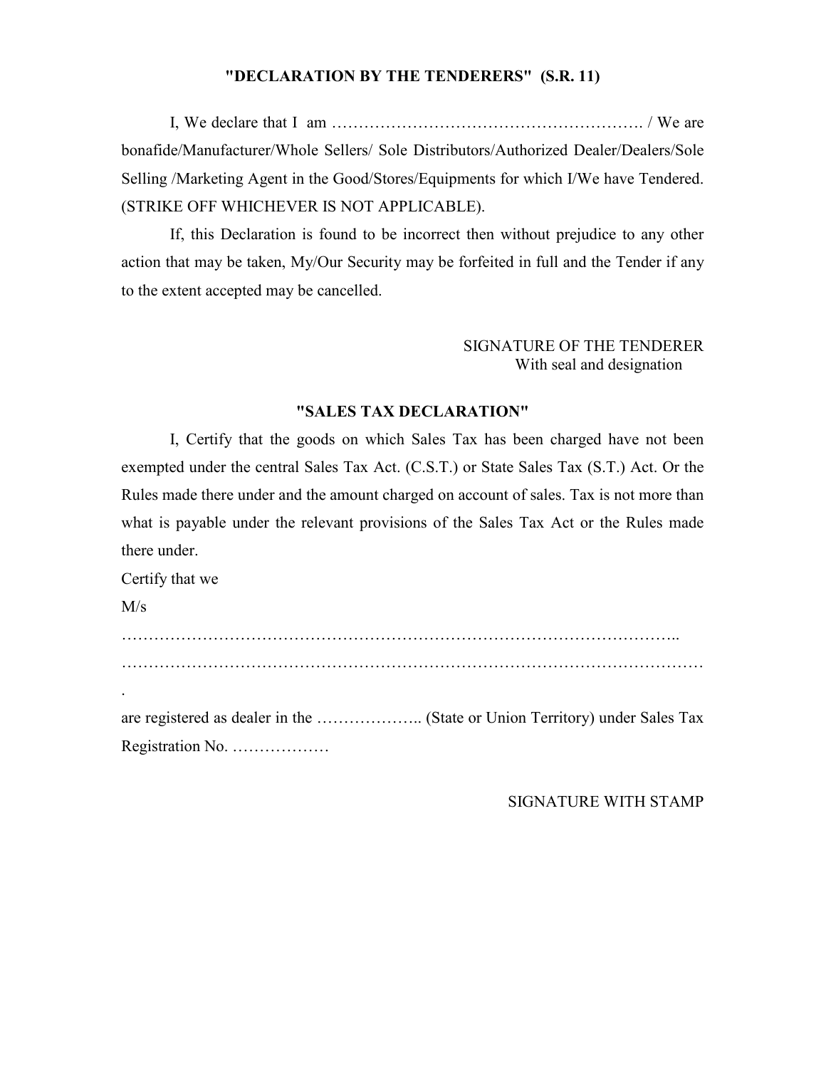## "DECLARATION BY THE TENDERERS" (S.R. 11)

I, We declare that I am …………………………………………………. / We are bonafide/Manufacturer/Whole Sellers/ Sole Distributors/Authorized Dealer/Dealers/Sole Selling /Marketing Agent in the Good/Stores/Equipments for which I/We have Tendered. (STRIKE OFF WHICHEVER IS NOT APPLICABLE).

If, this Declaration is found to be incorrect then without prejudice to any other action that may be taken, My/Our Security may be forfeited in full and the Tender if any to the extent accepted may be cancelled.

SIGNATURE OF THE TENDERER
With seal and designation

## "SALES TAX DECLARATION"

I, Certify that the goods on which Sales Tax has been charged have not been exempted under the central Sales Tax Act. (C.S.T.) or State Sales Tax (S.T.) Act. Or the Rules made there under and the amount charged on account of sales. Tax is not more than what is payable under the relevant provisions of the Sales Tax Act or the Rules made there under.

Certify that we

M/s

………………………………………………………………………………………..

……………………………………………………………………………………………….

are registered as dealer in the ……………….. (State or Union Territory) under Sales Tax Registration No. ………………

SIGNATURE WITH STAMP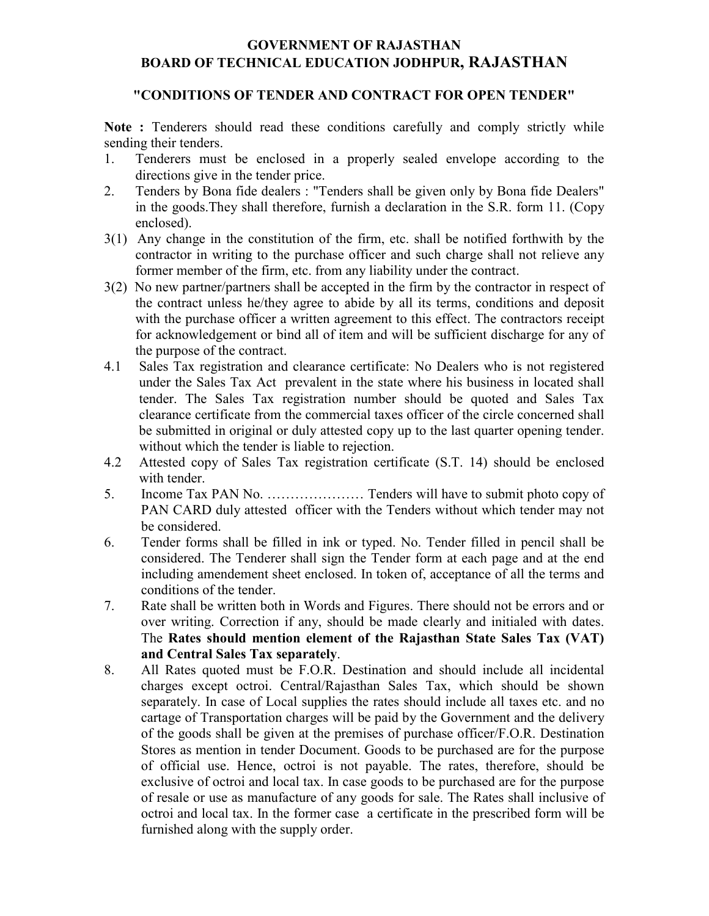# GOVERNMENT OF RAJASTHAN
# BOARD OF TECHNICAL EDUCATION JODHPUR, RAJASTHAN

## "CONDITIONS OF TENDER AND CONTRACT FOR OPEN TENDER"

**Note :** Tenderers should read these conditions carefully and comply strictly while sending their tenders.

1. Tenderers must be enclosed in a properly sealed envelope according to the directions give in the tender price.
2. Tenders by Bona fide dealers : "Tenders shall be given only by Bona fide Dealers" in the goods.They shall therefore, furnish a declaration in the S.R. form 11. (Copy enclosed).

3(1) Any change in the constitution of the firm, etc. shall be notified forthwith by the contractor in writing to the purchase officer and such charge shall not relieve any former member of the firm, etc. from any liability under the contract.

3(2) No new partner/partners shall be accepted in the firm by the contractor in respect of the contract unless he/they agree to abide by all its terms, conditions and deposit with the purchase officer a written agreement to this effect. The contractors receipt for acknowledgement or bind all of item and will be sufficient discharge for any of the purpose of the contract.

4.1 Sales Tax registration and clearance certificate: No Dealers who is not registered under the Sales Tax Act prevalent in the state where his business in located shall tender. The Sales Tax registration number should be quoted and Sales Tax clearance certificate from the commercial taxes officer of the circle concerned shall be submitted in original or duly attested copy up to the last quarter opening tender. without which the tender is liable to rejection.

4.2 Attested copy of Sales Tax registration certificate (S.T. 14) should be enclosed with tender.

5. Income Tax PAN No. ………………… Tenders will have to submit photo copy of PAN CARD duly attested officer with the Tenders without which tender may not be considered.
6. Tender forms shall be filled in ink or typed. No. Tender filled in pencil shall be considered. The Tenderer shall sign the Tender form at each page and at the end including amendement sheet enclosed. In token of, acceptance of all the terms and conditions of the tender.
7. Rate shall be written both in Words and Figures. There should not be errors and or over writing. Correction if any, should be made clearly and initialed with dates. The **Rates should mention element of the Rajasthan State Sales Tax (VAT) and Central Sales Tax separately**.
8. All Rates quoted must be F.O.R. Destination and should include all incidental charges except octroi. Central/Rajasthan Sales Tax, which should be shown separately. In case of Local supplies the rates should include all taxes etc. and no cartage of Transportation charges will be paid by the Government and the delivery of the goods shall be given at the premises of purchase officer/F.O.R. Destination Stores as mention in tender Document. Goods to be purchased are for the purpose of official use. Hence, octroi is not payable. The rates, therefore, should be exclusive of octroi and local tax. In case goods to be purchased are for the purpose of resale or use as manufacture of any goods for sale. The Rates shall inclusive of octroi and local tax. In the former case a certificate in the prescribed form will be furnished along with the supply order.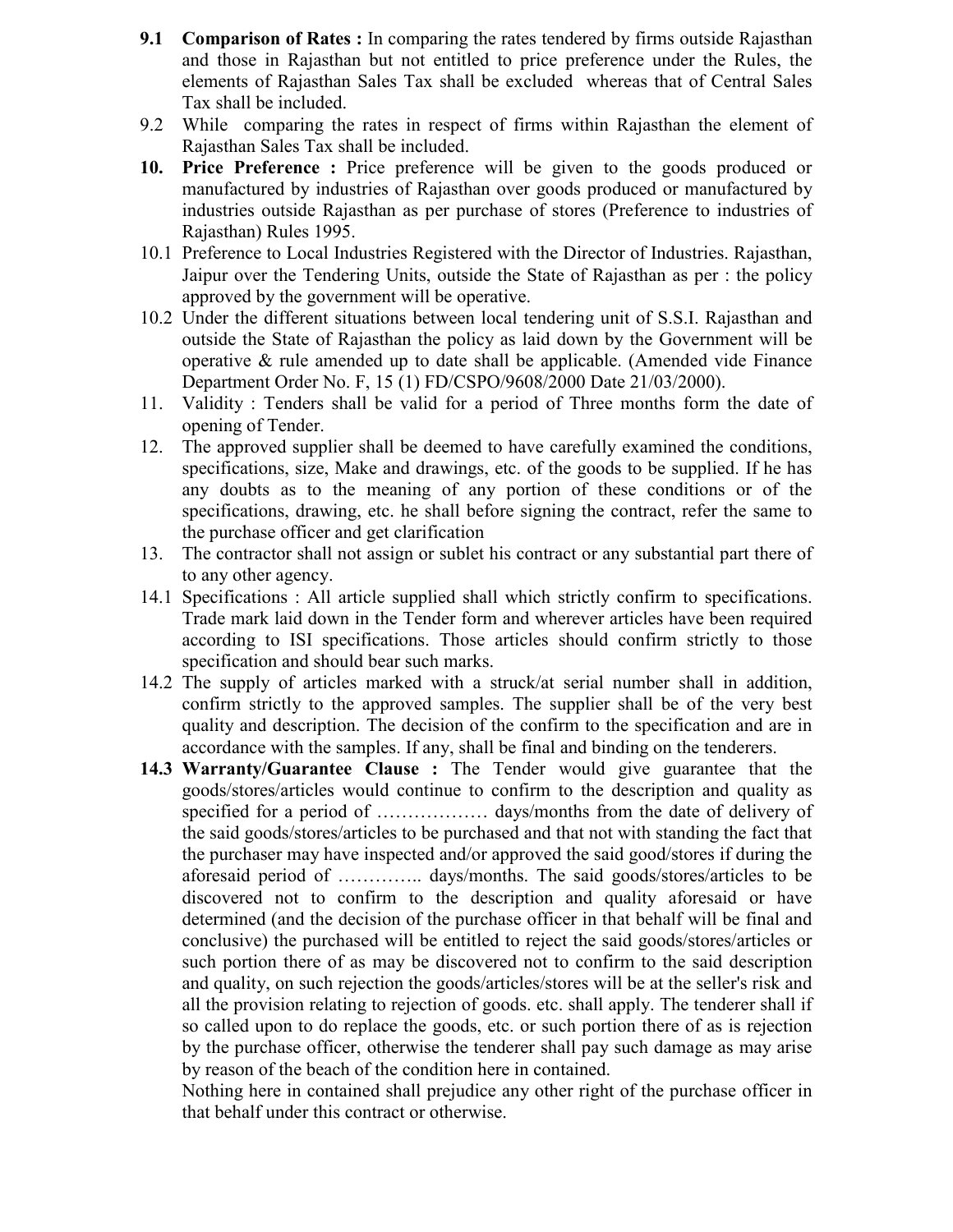**9.1 Comparison of Rates :** In comparing the rates tendered by firms outside Rajasthan and those in Rajasthan but not entitled to price preference under the Rules, the elements of Rajasthan Sales Tax shall be excluded whereas that of Central Sales Tax shall be included.

9.2 While comparing the rates in respect of firms within Rajasthan the element of Rajasthan Sales Tax shall be included.

**10. Price Preference :** Price preference will be given to the goods produced or manufactured by industries of Rajasthan over goods produced or manufactured by industries outside Rajasthan as per purchase of stores (Preference to industries of Rajasthan) Rules 1995.

10.1 Preference to Local Industries Registered with the Director of Industries. Rajasthan, Jaipur over the Tendering Units, outside the State of Rajasthan as per : the policy approved by the government will be operative.

10.2 Under the different situations between local tendering unit of S.S.I. Rajasthan and outside the State of Rajasthan the policy as laid down by the Government will be operative & rule amended up to date shall be applicable. (Amended vide Finance Department Order No. F, 15 (1) FD/CSPO/9608/2000 Date 21/03/2000).

11. Validity : Tenders shall be valid for a period of Three months form the date of opening of Tender.

12. The approved supplier shall be deemed to have carefully examined the conditions, specifications, size, Make and drawings, etc. of the goods to be supplied. If he has any doubts as to the meaning of any portion of these conditions or of the specifications, drawing, etc. he shall before signing the contract, refer the same to the purchase officer and get clarification

13. The contractor shall not assign or sublet his contract or any substantial part there of to any other agency.

14.1 Specifications : All article supplied shall which strictly confirm to specifications. Trade mark laid down in the Tender form and wherever articles have been required according to ISI specifications. Those articles should confirm strictly to those specification and should bear such marks.

14.2 The supply of articles marked with a struck/at serial number shall in addition, confirm strictly to the approved samples. The supplier shall be of the very best quality and description. The decision of the confirm to the specification and are in accordance with the samples. If any, shall be final and binding on the tenderers.

**14.3 Warranty/Guarantee Clause :** The Tender would give guarantee that the goods/stores/articles would continue to confirm to the description and quality as specified for a period of ……………… days/months from the date of delivery of the said goods/stores/articles to be purchased and that not with standing the fact that the purchaser may have inspected and/or approved the said good/stores if during the aforesaid period of ………….. days/months. The said goods/stores/articles to be discovered not to confirm to the description and quality aforesaid or have determined (and the decision of the purchase officer in that behalf will be final and conclusive) the purchased will be entitled to reject the said goods/stores/articles or such portion there of as may be discovered not to confirm to the said description and quality, on such rejection the goods/articles/stores will be at the seller's risk and all the provision relating to rejection of goods. etc. shall apply. The tenderer shall if so called upon to do replace the goods, etc. or such portion there of as is rejection by the purchase officer, otherwise the tenderer shall pay such damage as may arise by reason of the beach of the condition here in contained.

Nothing here in contained shall prejudice any other right of the purchase officer in that behalf under this contract or otherwise.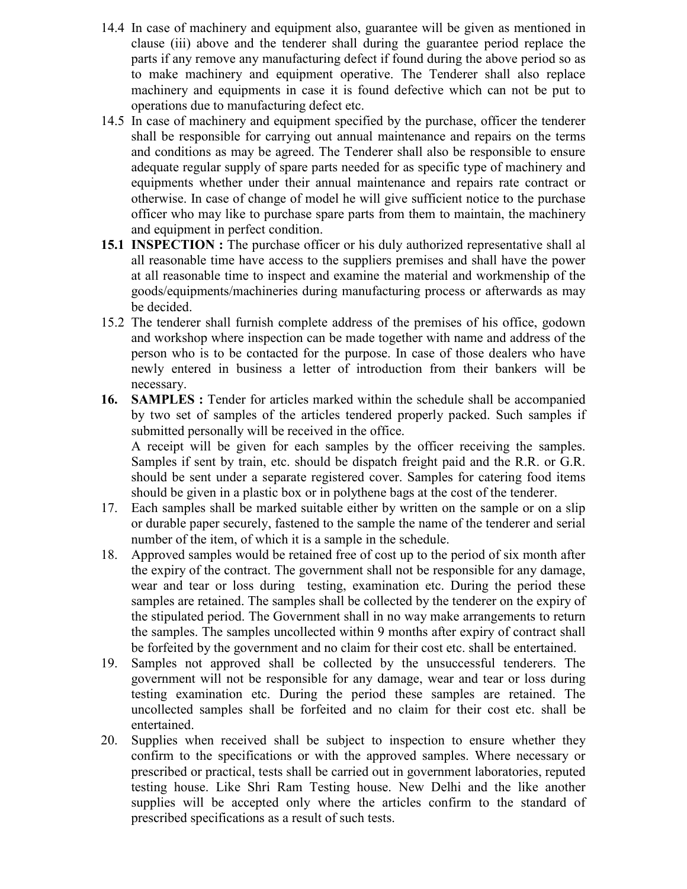14.4 In case of machinery and equipment also, guarantee will be given as mentioned in clause (iii) above and the tenderer shall during the guarantee period replace the parts if any remove any manufacturing defect if found during the above period so as to make machinery and equipment operative. The Tenderer shall also replace machinery and equipments in case it is found defective which can not be put to operations due to manufacturing defect etc.

14.5 In case of machinery and equipment specified by the purchase, officer the tenderer shall be responsible for carrying out annual maintenance and repairs on the terms and conditions as may be agreed. The Tenderer shall also be responsible to ensure adequate regular supply of spare parts needed for as specific type of machinery and equipments whether under their annual maintenance and repairs rate contract or otherwise. In case of change of model he will give sufficient notice to the purchase officer who may like to purchase spare parts from them to maintain, the machinery and equipment in perfect condition.

**15.1 INSPECTION :** The purchase officer or his duly authorized representative shall al all reasonable time have access to the suppliers premises and shall have the power at all reasonable time to inspect and examine the material and workmenship of the goods/equipments/machineries during manufacturing process or afterwards as may be decided.

15.2 The tenderer shall furnish complete address of the premises of his office, godown and workshop where inspection can be made together with name and address of the person who is to be contacted for the purpose. In case of those dealers who have newly entered in business a letter of introduction from their bankers will be necessary.

**16. SAMPLES :** Tender for articles marked within the schedule shall be accompanied by two set of samples of the articles tendered properly packed. Such samples if submitted personally will be received in the office.
A receipt will be given for each samples by the officer receiving the samples. Samples if sent by train, etc. should be dispatch freight paid and the R.R. or G.R. should be sent under a separate registered cover. Samples for catering food items should be given in a plastic box or in polythene bags at the cost of the tenderer.

17. Each samples shall be marked suitable either by written on the sample or on a slip or durable paper securely, fastened to the sample the name of the tenderer and serial number of the item, of which it is a sample in the schedule.

18. Approved samples would be retained free of cost up to the period of six month after the expiry of the contract. The government shall not be responsible for any damage, wear and tear or loss during testing, examination etc. During the period these samples are retained. The samples shall be collected by the tenderer on the expiry of the stipulated period. The Government shall in no way make arrangements to return the samples. The samples uncollected within 9 months after expiry of contract shall be forfeited by the government and no claim for their cost etc. shall be entertained.

19. Samples not approved shall be collected by the unsuccessful tenderers. The government will not be responsible for any damage, wear and tear or loss during testing examination etc. During the period these samples are retained. The uncollected samples shall be forfeited and no claim for their cost etc. shall be entertained.

20. Supplies when received shall be subject to inspection to ensure whether they confirm to the specifications or with the approved samples. Where necessary or prescribed or practical, tests shall be carried out in government laboratories, reputed testing house. Like Shri Ram Testing house. New Delhi and the like another supplies will be accepted only where the articles confirm to the standard of prescribed specifications as a result of such tests.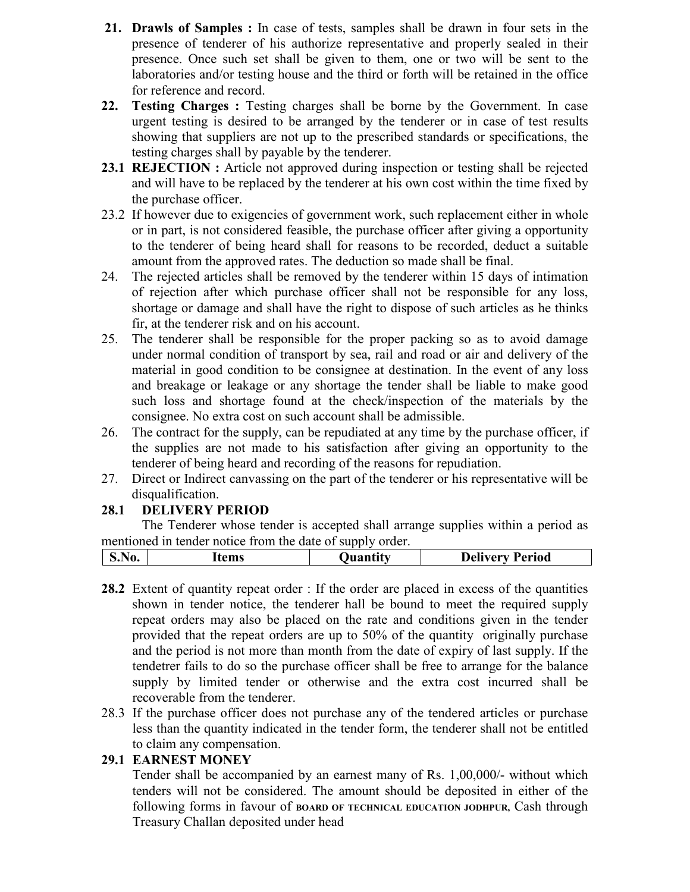**21. Drawls of Samples :** In case of tests, samples shall be drawn in four sets in the presence of tenderer of his authorize representative and properly sealed in their presence. Once such set shall be given to them, one or two will be sent to the laboratories and/or testing house and the third or forth will be retained in the office for reference and record.

**22. Testing Charges :** Testing charges shall be borne by the Government. In case urgent testing is desired to be arranged by the tenderer or in case of test results showing that suppliers are not up to the prescribed standards or specifications, the testing charges shall by payable by the tenderer.

**23.1 REJECTION :** Article not approved during inspection or testing shall be rejected and will have to be replaced by the tenderer at his own cost within the time fixed by the purchase officer.

23.2 If however due to exigencies of government work, such replacement either in whole or in part, is not considered feasible, the purchase officer after giving a opportunity to the tenderer of being heard shall for reasons to be recorded, deduct a suitable amount from the approved rates. The deduction so made shall be final.

24. The rejected articles shall be removed by the tenderer within 15 days of intimation of rejection after which purchase officer shall not be responsible for any loss, shortage or damage and shall have the right to dispose of such articles as he thinks fir, at the tenderer risk and on his account.

25. The tenderer shall be responsible for the proper packing so as to avoid damage under normal condition of transport by sea, rail and road or air and delivery of the material in good condition to be consignee at destination. In the event of any loss and breakage or leakage or any shortage the tender shall be liable to make good such loss and shortage found at the check/inspection of the materials by the consignee. No extra cost on such account shall be admissible.

26. The contract for the supply, can be repudiated at any time by the purchase officer, if the supplies are not made to his satisfaction after giving an opportunity to the tenderer of being heard and recording of the reasons for repudiation.

27. Direct or Indirect canvassing on the part of the tenderer or his representative will be disqualification.

**28.1 DELIVERY PERIOD**

The Tenderer whose tender is accepted shall arrange supplies within a period as mentioned in tender notice from the date of supply order.

| S.No. | Items | Quantity | Delivery Period |
|---|---|---|---|

**28.2** Extent of quantity repeat order : If the order are placed in excess of the quantities shown in tender notice, the tenderer hall be bound to meet the required supply repeat orders may also be placed on the rate and conditions given in the tender provided that the repeat orders are up to 50% of the quantity originally purchase and the period is not more than month from the date of expiry of last supply. If the tendetrer fails to do so the purchase officer shall be free to arrange for the balance supply by limited tender or otherwise and the extra cost incurred shall be recoverable from the tenderer.

28.3 If the purchase officer does not purchase any of the tendered articles or purchase less than the quantity indicated in the tender form, the tenderer shall not be entitled to claim any compensation.

**29.1 EARNEST MONEY**

Tender shall be accompanied by an earnest many of Rs. 1,00,000/- without which tenders will not be considered. The amount should be deposited in either of the following forms in favour of **BOARD OF TECHNICAL EDUCATION JODHPUR**, Cash through Treasury Challan deposited under head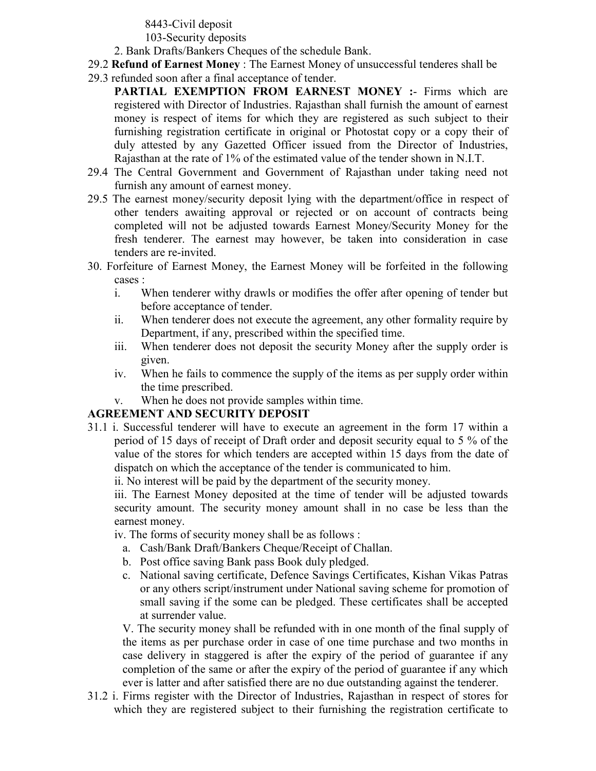8443-Civil deposit

103-Security deposits

2. Bank Drafts/Bankers Cheques of the schedule Bank.

29.2 **Refund of Earnest Money** : The Earnest Money of unsuccessful tenderes shall be

29.3 refunded soon after a final acceptance of tender.

**PARTIAL EXEMPTION FROM EARNEST MONEY :-** Firms which are registered with Director of Industries. Rajasthan shall furnish the amount of earnest money is respect of items for which they are registered as such subject to their furnishing registration certificate in original or Photostat copy or a copy their of duly attested by any Gazetted Officer issued from the Director of Industries, Rajasthan at the rate of 1% of the estimated value of the tender shown in N.I.T.

29.4 The Central Government and Government of Rajasthan under taking need not furnish any amount of earnest money.

29.5 The earnest money/security deposit lying with the department/office in respect of other tenders awaiting approval or rejected or on account of contracts being completed will not be adjusted towards Earnest Money/Security Money for the fresh tenderer. The earnest may however, be taken into consideration in case tenders are re-invited.

30. Forfeiture of Earnest Money, the Earnest Money will be forfeited in the following cases :

i. When tenderer withy drawls or modifies the offer after opening of tender but before acceptance of tender.
ii. When tenderer does not execute the agreement, any other formality require by Department, if any, prescribed within the specified time.
iii. When tenderer does not deposit the security Money after the supply order is given.
iv. When he fails to commence the supply of the items as per supply order within the time prescribed.
v. When he does not provide samples within time.

**AGREEMENT AND SECURITY DEPOSIT**

31.1 i. Successful tenderer will have to execute an agreement in the form 17 within a period of 15 days of receipt of Draft order and deposit security equal to 5 % of the value of the stores for which tenders are accepted within 15 days from the date of dispatch on which the acceptance of the tender is communicated to him.

ii. No interest will be paid by the department of the security money.

iii. The Earnest Money deposited at the time of tender will be adjusted towards security amount. The security money amount shall in no case be less than the earnest money.

iv. The forms of security money shall be as follows :

a. Cash/Bank Draft/Bankers Cheque/Receipt of Challan.
b. Post office saving Bank pass Book duly pledged.
c. National saving certificate, Defence Savings Certificates, Kishan Vikas Patras or any others script/instrument under National saving scheme for promotion of small saving if the some can be pledged. These certificates shall be accepted at surrender value.

V. The security money shall be refunded with in one month of the final supply of the items as per purchase order in case of one time purchase and two months in case delivery in staggered is after the expiry of the period of guarantee if any completion of the same or after the expiry of the period of guarantee if any which ever is latter and after satisfied there are no due outstanding against the tenderer.

31.2 i. Firms register with the Director of Industries, Rajasthan in respect of stores for which they are registered subject to their furnishing the registration certificate to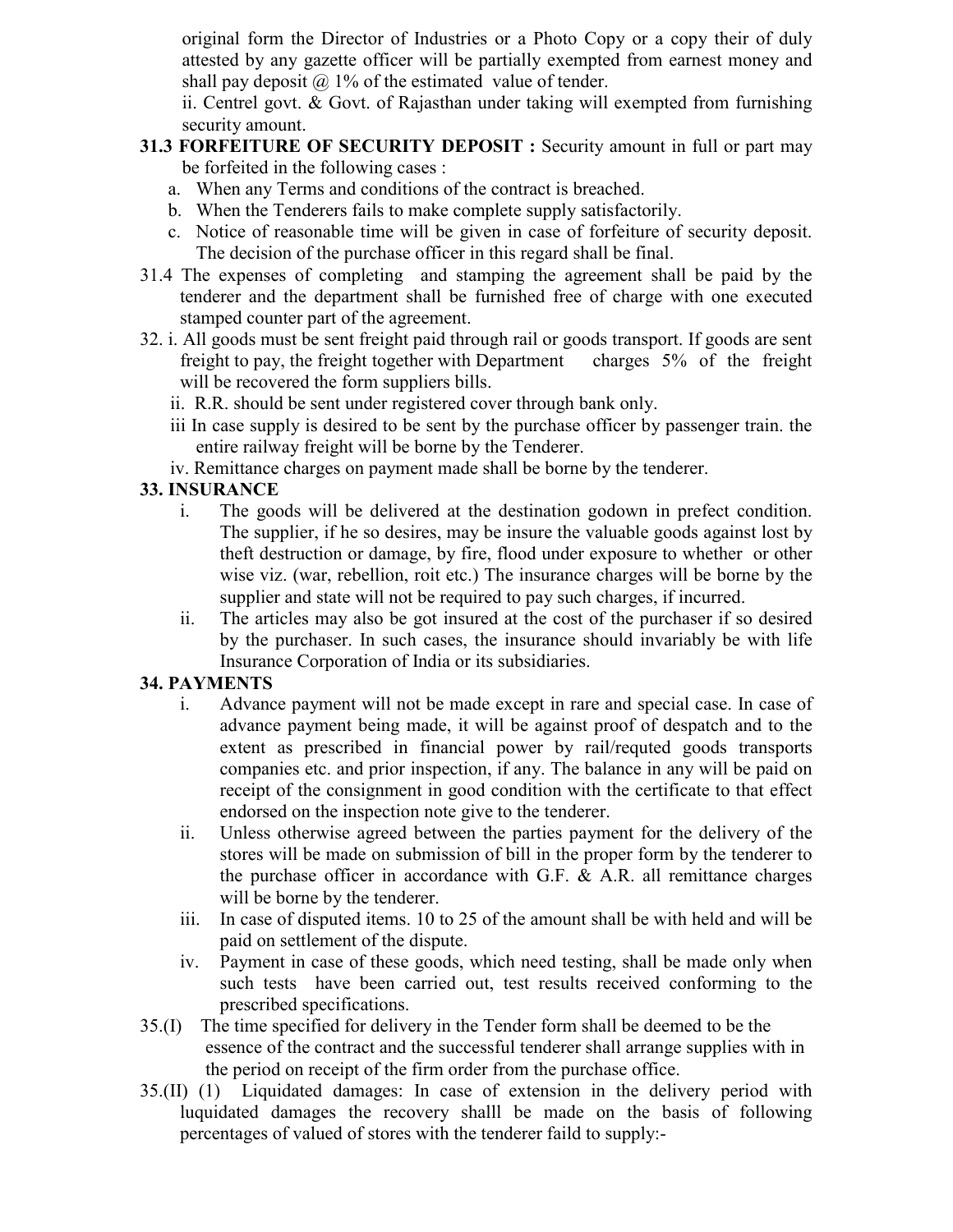original form the Director of Industries or a Photo Copy or a copy their of duly attested by any gazette officer will be partially exempted from earnest money and shall pay deposit @ 1% of the estimated value of tender.

ii. Centrel govt. & Govt. of Rajasthan under taking will exempted from furnishing security amount.

**31.3 FORFEITURE OF SECURITY DEPOSIT :** Security amount in full or part may be forfeited in the following cases :

a. When any Terms and conditions of the contract is breached.
b. When the Tenderers fails to make complete supply satisfactorily.
c. Notice of reasonable time will be given in case of forfeiture of security deposit. The decision of the purchase officer in this regard shall be final.

31.4 The expenses of completing and stamping the agreement shall be paid by the tenderer and the department shall be furnished free of charge with one executed stamped counter part of the agreement.

32. i. All goods must be sent freight paid through rail or goods transport. If goods are sent freight to pay, the freight together with Department charges 5% of the freight will be recovered the form suppliers bills.

ii. R.R. should be sent under registered cover through bank only.

iii In case supply is desired to be sent by the purchase officer by passenger train. the entire railway freight will be borne by the Tenderer.

iv. Remittance charges on payment made shall be borne by the tenderer.

**33. INSURANCE**

i. The goods will be delivered at the destination godown in prefect condition. The supplier, if he so desires, may be insure the valuable goods against lost by theft destruction or damage, by fire, flood under exposure to whether or other wise viz. (war, rebellion, roit etc.) The insurance charges will be borne by the supplier and state will not be required to pay such charges, if incurred.

ii. The articles may also be got insured at the cost of the purchaser if so desired by the purchaser. In such cases, the insurance should invariably be with life Insurance Corporation of India or its subsidiaries.

**34. PAYMENTS**

i. Advance payment will not be made except in rare and special case. In case of advance payment being made, it will be against proof of despatch and to the extent as prescribed in financial power by rail/requted goods transports companies etc. and prior inspection, if any. The balance in any will be paid on receipt of the consignment in good condition with the certificate to that effect endorsed on the inspection note give to the tenderer.

ii. Unless otherwise agreed between the parties payment for the delivery of the stores will be made on submission of bill in the proper form by the tenderer to the purchase officer in accordance with G.F. & A.R. all remittance charges will be borne by the tenderer.

iii. In case of disputed items. 10 to 25 of the amount shall be with held and will be paid on settlement of the dispute.

iv. Payment in case of these goods, which need testing, shall be made only when such tests have been carried out, test results received conforming to the prescribed specifications.

35.(I) The time specified for delivery in the Tender form shall be deemed to be the essence of the contract and the successful tenderer shall arrange supplies with in the period on receipt of the firm order from the purchase office.

35.(II) (1) Liquidated damages: In case of extension in the delivery period with luquidated damages the recovery shalll be made on the basis of following percentages of valued of stores with the tenderer faild to supply:-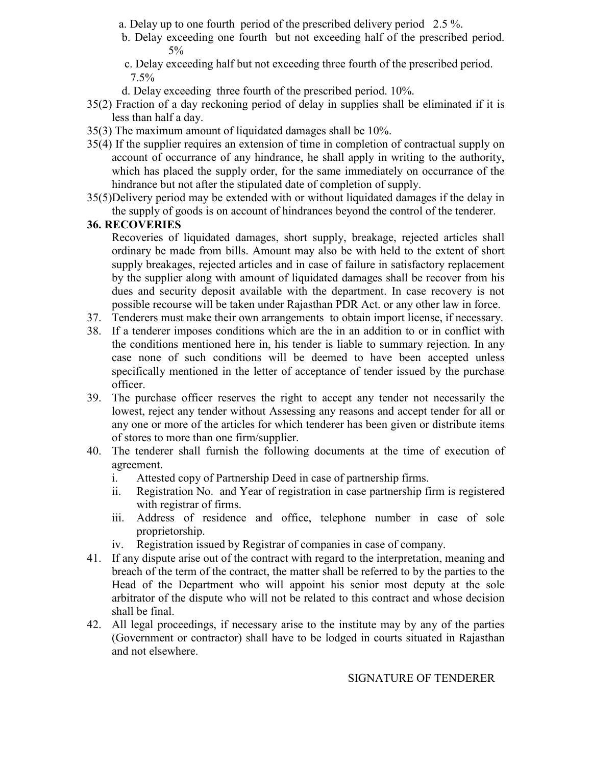a. Delay up to one fourth period of the prescribed delivery period 2.5 %.

b. Delay exceeding one fourth but not exceeding half of the prescribed period. 5%

c. Delay exceeding half but not exceeding three fourth of the prescribed period. 7.5%

d. Delay exceeding three fourth of the prescribed period. 10%.

35(2) Fraction of a day reckoning period of delay in supplies shall be eliminated if it is less than half a day.

35(3) The maximum amount of liquidated damages shall be 10%.

35(4) If the supplier requires an extension of time in completion of contractual supply on account of occurrance of any hindrance, he shall apply in writing to the authority, which has placed the supply order, for the same immediately on occurrance of the hindrance but not after the stipulated date of completion of supply.

35(5)Delivery period may be extended with or without liquidated damages if the delay in the supply of goods is on account of hindrances beyond the control of the tenderer.

**36. RECOVERIES**

Recoveries of liquidated damages, short supply, breakage, rejected articles shall ordinary be made from bills. Amount may also be with held to the extent of short supply breakages, rejected articles and in case of failure in satisfactory replacement by the supplier along with amount of liquidated damages shall be recover from his dues and security deposit available with the department. In case recovery is not possible recourse will be taken under Rajasthan PDR Act. or any other law in force.

37. Tenderers must make their own arrangements to obtain import license, if necessary.

38. If a tenderer imposes conditions which are the in an addition to or in conflict with the conditions mentioned here in, his tender is liable to summary rejection. In any case none of such conditions will be deemed to have been accepted unless specifically mentioned in the letter of acceptance of tender issued by the purchase officer.

39. The purchase officer reserves the right to accept any tender not necessarily the lowest, reject any tender without Assessing any reasons and accept tender for all or any one or more of the articles for which tenderer has been given or distribute items of stores to more than one firm/supplier.

40. The tenderer shall furnish the following documents at the time of execution of agreement.
    i. Attested copy of Partnership Deed in case of partnership firms.
    ii. Registration No. and Year of registration in case partnership firm is registered with registrar of firms.
    iii. Address of residence and office, telephone number in case of sole proprietorship.
    iv. Registration issued by Registrar of companies in case of company.

41. If any dispute arise out of the contract with regard to the interpretation, meaning and breach of the term of the contract, the matter shall be referred to by the parties to the Head of the Department who will appoint his senior most deputy at the sole arbitrator of the dispute who will not be related to this contract and whose decision shall be final.

42. All legal proceedings, if necessary arise to the institute may by any of the parties (Government or contractor) shall have to be lodged in courts situated in Rajasthan and not elsewhere.

SIGNATURE OF TENDERER